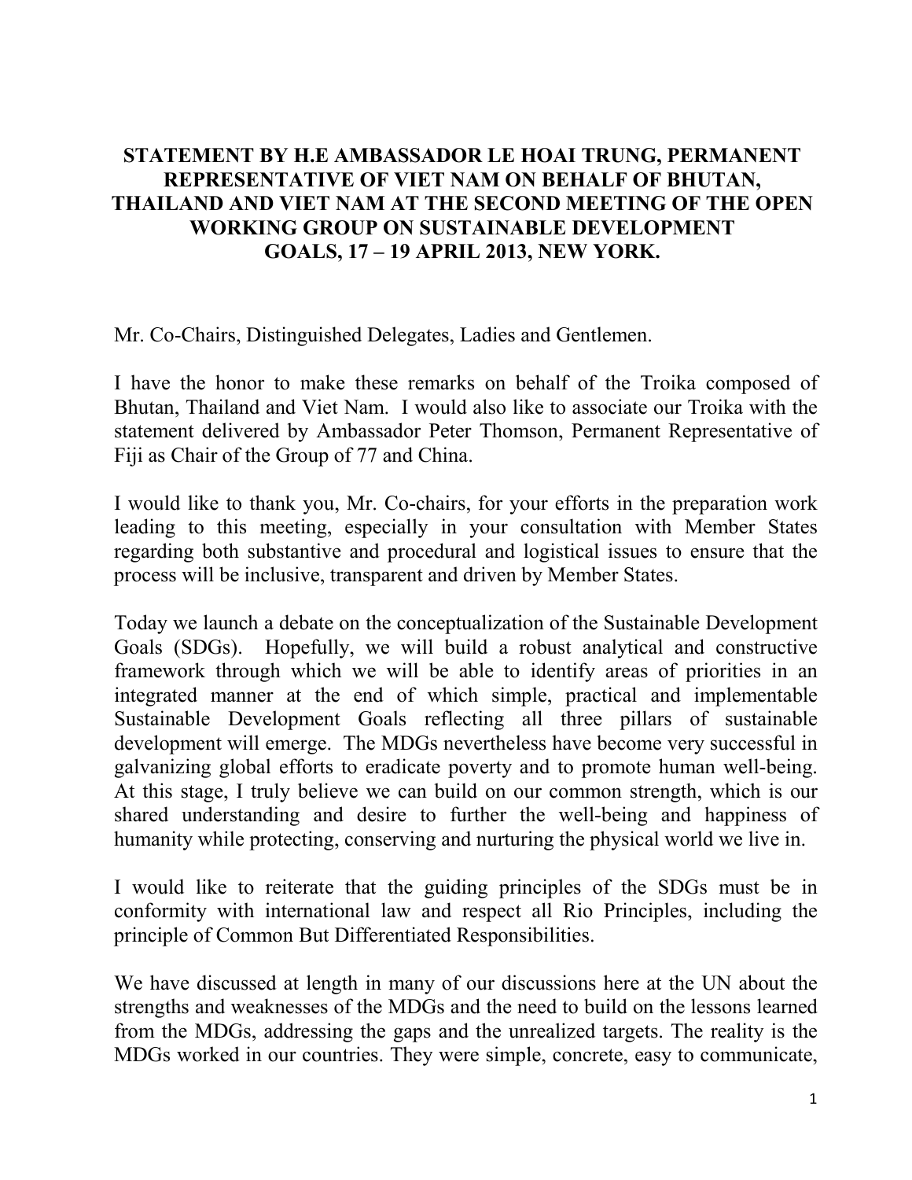# STATEMENT BY H.E AMBASSADOR LE HOAI TRUNG, PERMANENT REPRESENTATIVE OF VIET NAM ON BEHALF OF BHUTAN, THAILAND AND VIET NAM AT THE SECOND MEETING OF THE OPEN WORKING GROUP ON SUSTAINABLE DEVELOPMENT GOALS, 17 – 19 APRIL 2013, NEW YORK.

Mr. Co-Chairs, Distinguished Delegates, Ladies and Gentlemen.

I have the honor to make these remarks on behalf of the Troika composed of Bhutan, Thailand and Viet Nam. I would also like to associate our Troika with the statement delivered by Ambassador Peter Thomson, Permanent Representative of Fiji as Chair of the Group of 77 and China.

I would like to thank you, Mr. Co-chairs, for your efforts in the preparation work leading to this meeting, especially in your consultation with Member States regarding both substantive and procedural and logistical issues to ensure that the process will be inclusive, transparent and driven by Member States.

Today we launch a debate on the conceptualization of the Sustainable Development Goals (SDGs). Hopefully, we will build a robust analytical and constructive framework through which we will be able to identify areas of priorities in an integrated manner at the end of which simple, practical and implementable Sustainable Development Goals reflecting all three pillars of sustainable development will emerge. The MDGs nevertheless have become very successful in galvanizing global efforts to eradicate poverty and to promote human well-being. At this stage, I truly believe we can build on our common strength, which is our shared understanding and desire to further the well-being and happiness of humanity while protecting, conserving and nurturing the physical world we live in.

I would like to reiterate that the guiding principles of the SDGs must be in conformity with international law and respect all Rio Principles, including the principle of Common But Differentiated Responsibilities.

We have discussed at length in many of our discussions here at the UN about the strengths and weaknesses of the MDGs and the need to build on the lessons learned from the MDGs, addressing the gaps and the unrealized targets. The reality is the MDGs worked in our countries. They were simple, concrete, easy to communicate,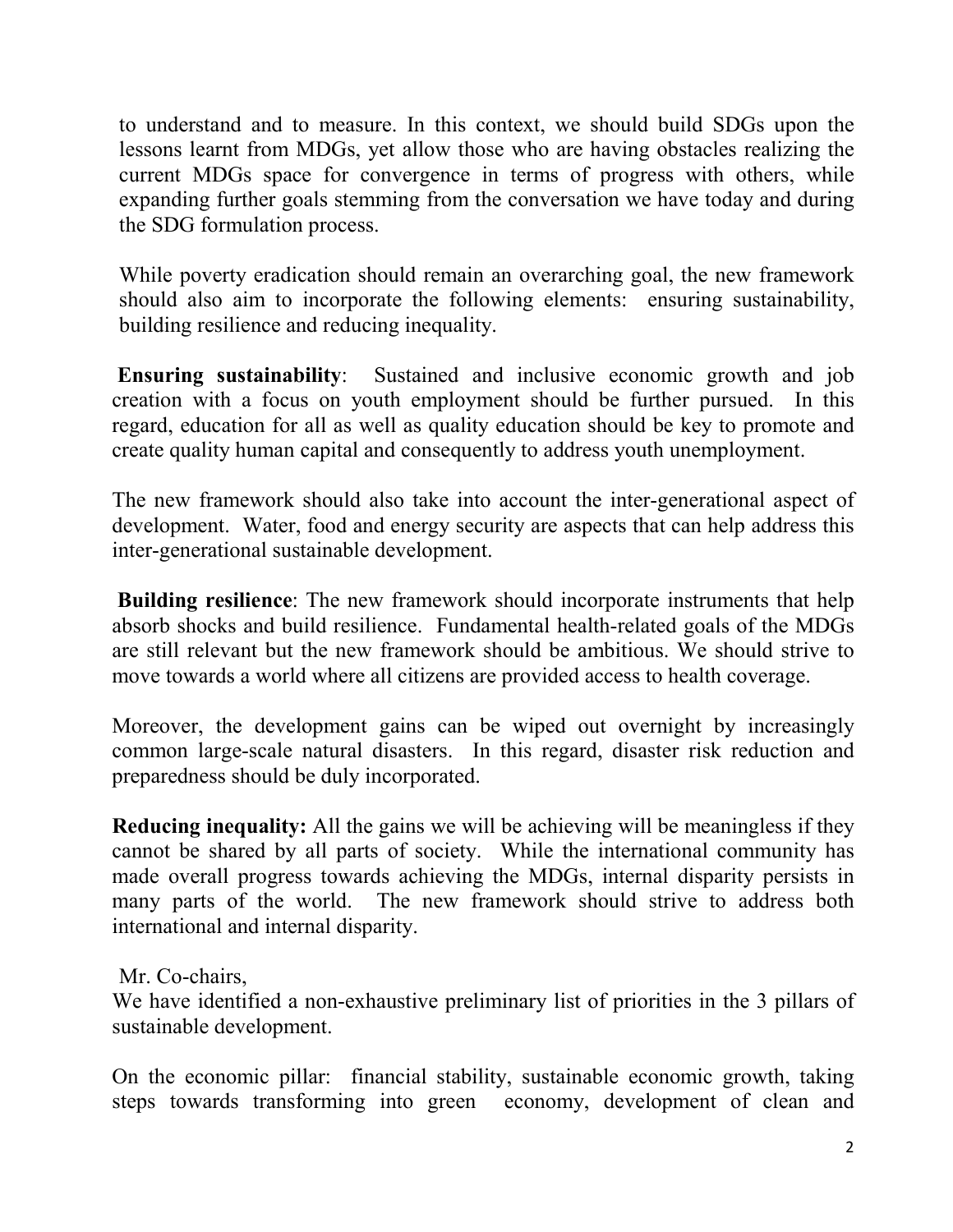to understand and to measure. In this context, we should build SDGs upon the lessons learnt from MDGs, yet allow those who are having obstacles realizing the current MDGs space for convergence in terms of progress with others, while expanding further goals stemming from the conversation we have today and during the SDG formulation process.

While poverty eradication should remain an overarching goal, the new framework should also aim to incorporate the following elements: ensuring sustainability, building resilience and reducing inequality.

**Ensuring sustainability**: Sustained and inclusive economic growth and job creation with a focus on youth employment should be further pursued. In this regard, education for all as well as quality education should be key to promote and create quality human capital and consequently to address youth unemployment.

The new framework should also take into account the inter-generational aspect of development. Water, food and energy security are aspects that can help address this inter-generational sustainable development.

**Building resilience**: The new framework should incorporate instruments that help absorb shocks and build resilience. Fundamental health-related goals of the MDGs are still relevant but the new framework should be ambitious. We should strive to move towards a world where all citizens are provided access to health coverage.

Moreover, the development gains can be wiped out overnight by increasingly common large-scale natural disasters. In this regard, disaster risk reduction and preparedness should be duly incorporated.

**Reducing inequality:** All the gains we will be achieving will be meaningless if they cannot be shared by all parts of society. While the international community has made overall progress towards achieving the MDGs, internal disparity persists in many parts of the world. The new framework should strive to address both international and internal disparity.

Mr. Co-chairs,
We have identified a non-exhaustive preliminary list of priorities in the 3 pillars of sustainable development.

On the economic pillar: financial stability, sustainable economic growth, taking steps towards transforming into green economy, development of clean and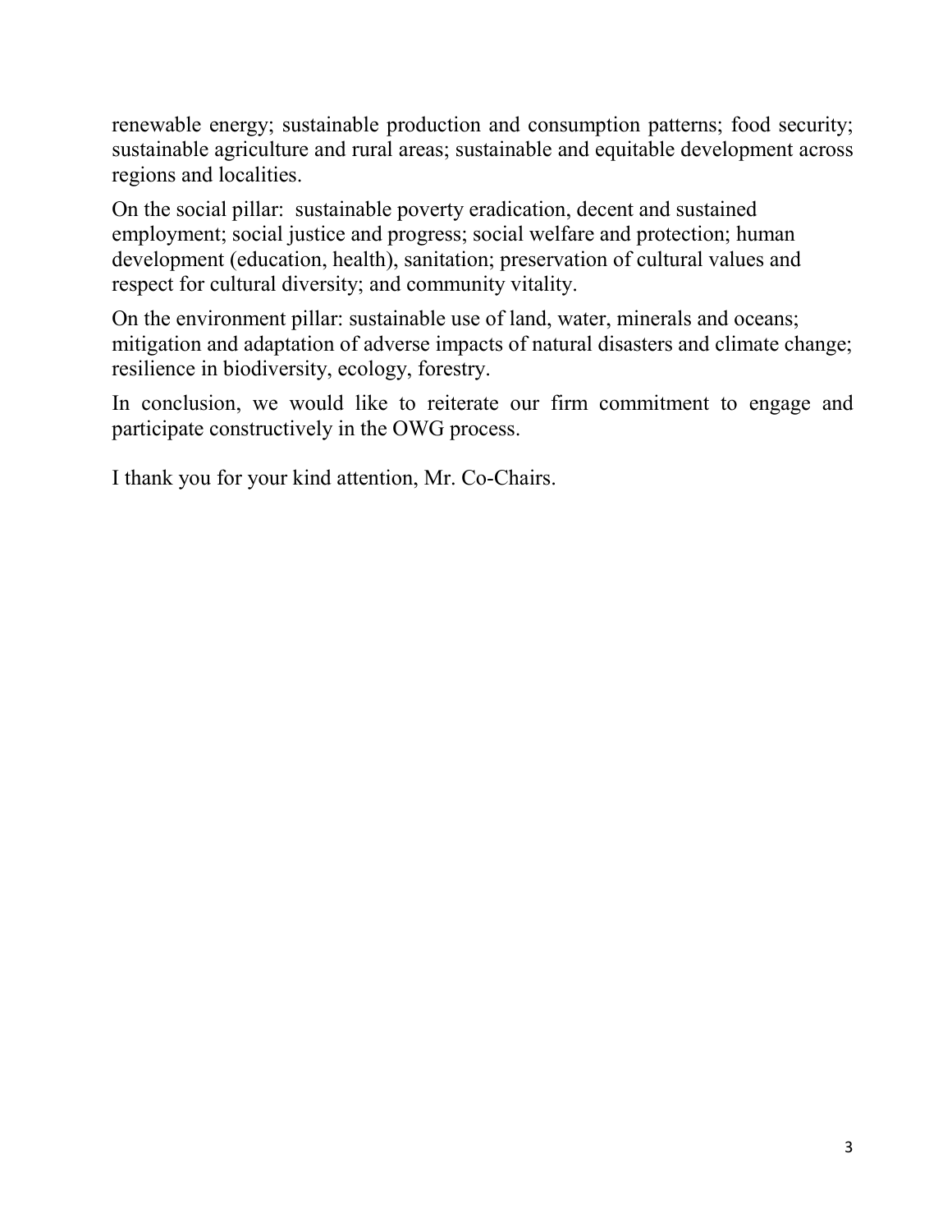renewable energy; sustainable production and consumption patterns; food security; sustainable agriculture and rural areas; sustainable and equitable development across regions and localities.

On the social pillar: sustainable poverty eradication, decent and sustained employment; social justice and progress; social welfare and protection; human development (education, health), sanitation; preservation of cultural values and respect for cultural diversity; and community vitality.

On the environment pillar: sustainable use of land, water, minerals and oceans; mitigation and adaptation of adverse impacts of natural disasters and climate change; resilience in biodiversity, ecology, forestry.

In conclusion, we would like to reiterate our firm commitment to engage and participate constructively in the OWG process.

I thank you for your kind attention, Mr. Co-Chairs.